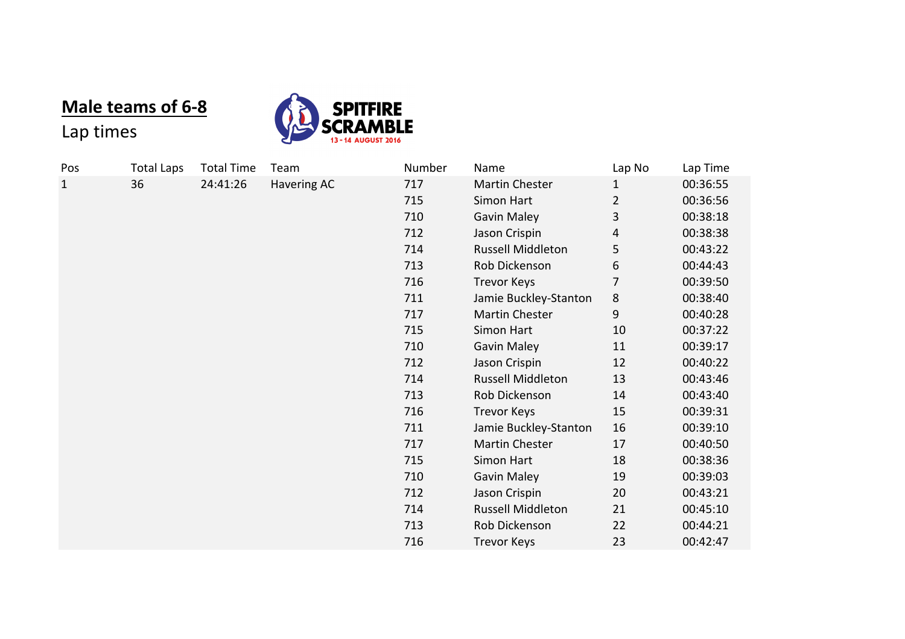## Male teams of 6-8

Lap times

SPITFIRE SCRAMBLE
13 - 14 AUGUST 2016

| Pos | Total Laps | Total Time | Team | Number | Name | Lap No | Lap Time |
|---|---|---|---|---|---|---|---|
| 1 | 36 | 24:41:26 | Havering AC | 717 | Martin Chester | 1 | 00:36:55 |
| | | | | 715 | Simon Hart | 2 | 00:36:56 |
| | | | | 710 | Gavin Maley | 3 | 00:38:18 |
| | | | | 712 | Jason Crispin | 4 | 00:38:38 |
| | | | | 714 | Russell Middleton | 5 | 00:43:22 |
| | | | | 713 | Rob Dickenson | 6 | 00:44:43 |
| | | | | 716 | Trevor Keys | 7 | 00:39:50 |
| | | | | 711 | Jamie Buckley-Stanton | 8 | 00:38:40 |
| | | | | 717 | Martin Chester | 9 | 00:40:28 |
| | | | | 715 | Simon Hart | 10 | 00:37:22 |
| | | | | 710 | Gavin Maley | 11 | 00:39:17 |
| | | | | 712 | Jason Crispin | 12 | 00:40:22 |
| | | | | 714 | Russell Middleton | 13 | 00:43:46 |
| | | | | 713 | Rob Dickenson | 14 | 00:43:40 |
| | | | | 716 | Trevor Keys | 15 | 00:39:31 |
| | | | | 711 | Jamie Buckley-Stanton | 16 | 00:39:10 |
| | | | | 717 | Martin Chester | 17 | 00:40:50 |
| | | | | 715 | Simon Hart | 18 | 00:38:36 |
| | | | | 710 | Gavin Maley | 19 | 00:39:03 |
| | | | | 712 | Jason Crispin | 20 | 00:43:21 |
| | | | | 714 | Russell Middleton | 21 | 00:45:10 |
| | | | | 713 | Rob Dickenson | 22 | 00:44:21 |
| | | | | 716 | Trevor Keys | 23 | 00:42:47 |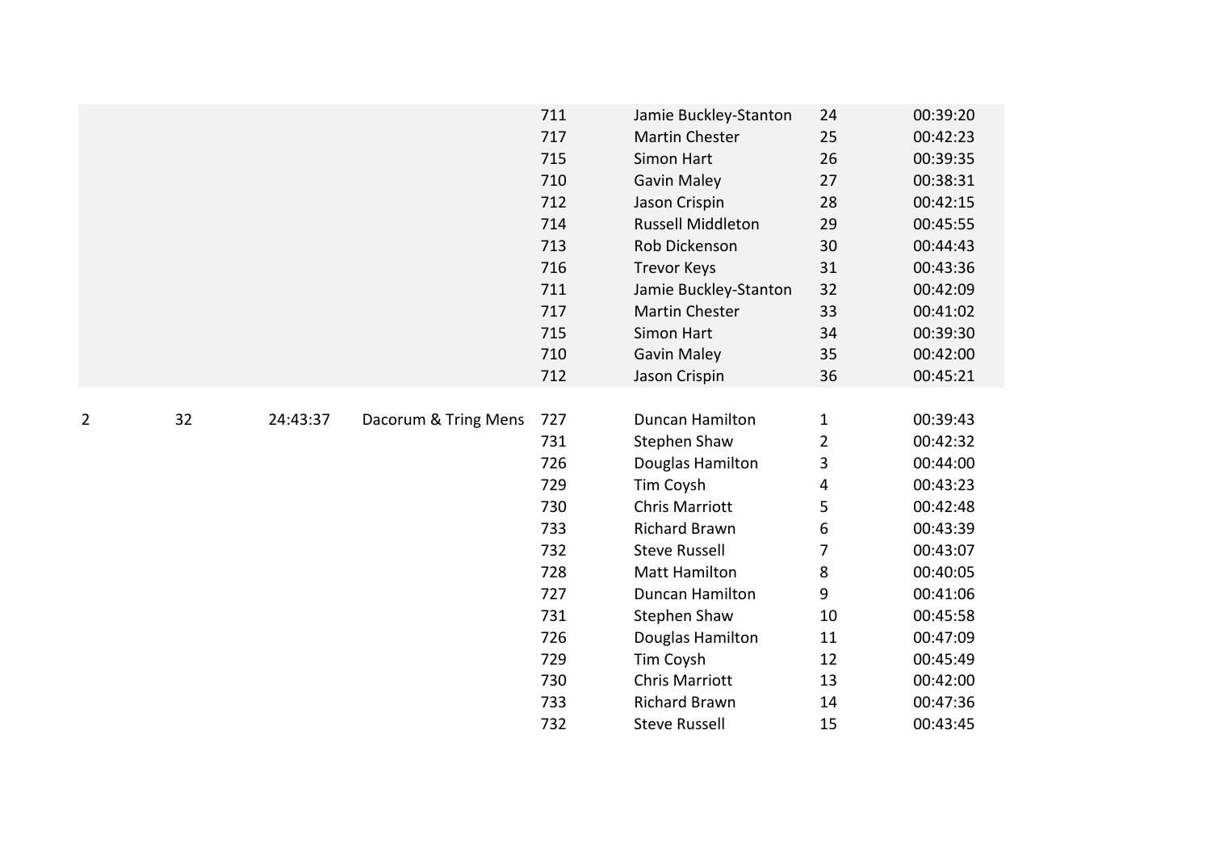| | | | | | | | |
|---|---|---|---|---|---|---|---|
| | | | | 711 | Jamie Buckley-Stanton | 24 | 00:39:20 |
| | | | | 717 | Martin Chester | 25 | 00:42:23 |
| | | | | 715 | Simon Hart | 26 | 00:39:35 |
| | | | | 710 | Gavin Maley | 27 | 00:38:31 |
| | | | | 712 | Jason Crispin | 28 | 00:42:15 |
| | | | | 714 | Russell Middleton | 29 | 00:45:55 |
| | | | | 713 | Rob Dickenson | 30 | 00:44:43 |
| | | | | 716 | Trevor Keys | 31 | 00:43:36 |
| | | | | 711 | Jamie Buckley-Stanton | 32 | 00:42:09 |
| | | | | 717 | Martin Chester | 33 | 00:41:02 |
| | | | | 715 | Simon Hart | 34 | 00:39:30 |
| | | | | 710 | Gavin Maley | 35 | 00:42:00 |
| | | | | 712 | Jason Crispin | 36 | 00:45:21 |
| 2 | 32 | 24:43:37 | Dacorum & Tring Mens | 727 | Duncan Hamilton | 1 | 00:39:43 |
| | | | | 731 | Stephen Shaw | 2 | 00:42:32 |
| | | | | 726 | Douglas Hamilton | 3 | 00:44:00 |
| | | | | 729 | Tim Coysh | 4 | 00:43:23 |
| | | | | 730 | Chris Marriott | 5 | 00:42:48 |
| | | | | 733 | Richard Brawn | 6 | 00:43:39 |
| | | | | 732 | Steve Russell | 7 | 00:43:07 |
| | | | | 728 | Matt Hamilton | 8 | 00:40:05 |
| | | | | 727 | Duncan Hamilton | 9 | 00:41:06 |
| | | | | 731 | Stephen Shaw | 10 | 00:45:58 |
| | | | | 726 | Douglas Hamilton | 11 | 00:47:09 |
| | | | | 729 | Tim Coysh | 12 | 00:45:49 |
| | | | | 730 | Chris Marriott | 13 | 00:42:00 |
| | | | | 733 | Richard Brawn | 14 | 00:47:36 |
| | | | | 732 | Steve Russell | 15 | 00:43:45 |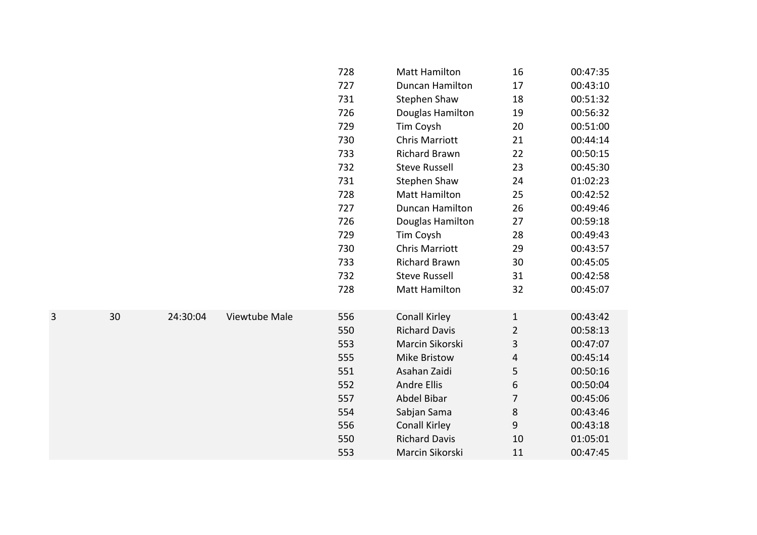| | | | | | | | |
|---|---|---|---|---|---|---|---|
| | | | | 728 | Matt Hamilton | 16 | 00:47:35 |
| | | | | 727 | Duncan Hamilton | 17 | 00:43:10 |
| | | | | 731 | Stephen Shaw | 18 | 00:51:32 |
| | | | | 726 | Douglas Hamilton | 19 | 00:56:32 |
| | | | | 729 | Tim Coysh | 20 | 00:51:00 |
| | | | | 730 | Chris Marriott | 21 | 00:44:14 |
| | | | | 733 | Richard Brawn | 22 | 00:50:15 |
| | | | | 732 | Steve Russell | 23 | 00:45:30 |
| | | | | 731 | Stephen Shaw | 24 | 01:02:23 |
| | | | | 728 | Matt Hamilton | 25 | 00:42:52 |
| | | | | 727 | Duncan Hamilton | 26 | 00:49:46 |
| | | | | 726 | Douglas Hamilton | 27 | 00:59:18 |
| | | | | 729 | Tim Coysh | 28 | 00:49:43 |
| | | | | 730 | Chris Marriott | 29 | 00:43:57 |
| | | | | 733 | Richard Brawn | 30 | 00:45:05 |
| | | | | 732 | Steve Russell | 31 | 00:42:58 |
| | | | | 728 | Matt Hamilton | 32 | 00:45:07 |
| 3 | 30 | 24:30:04 | Viewtube Male | 556 | Conall Kirley | 1 | 00:43:42 |
| | | | | 550 | Richard Davis | 2 | 00:58:13 |
| | | | | 553 | Marcin Sikorski | 3 | 00:47:07 |
| | | | | 555 | Mike Bristow | 4 | 00:45:14 |
| | | | | 551 | Asahan Zaidi | 5 | 00:50:16 |
| | | | | 552 | Andre Ellis | 6 | 00:50:04 |
| | | | | 557 | Abdel Bibar | 7 | 00:45:06 |
| | | | | 554 | Sabjan Sama | 8 | 00:43:46 |
| | | | | 556 | Conall Kirley | 9 | 00:43:18 |
| | | | | 550 | Richard Davis | 10 | 01:05:01 |
| | | | | 553 | Marcin Sikorski | 11 | 00:47:45 |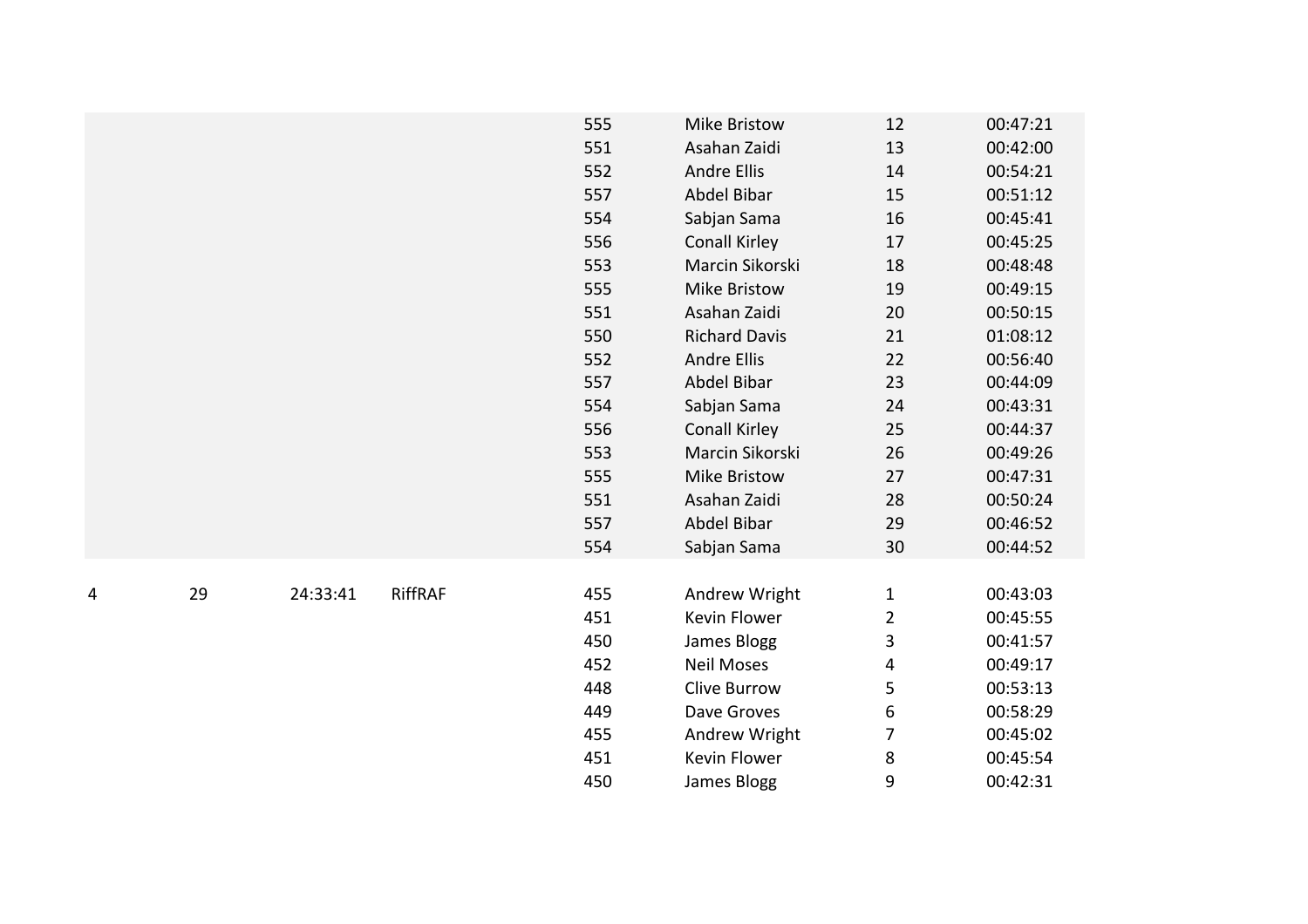| | | | | | | | |
|---|---|---|---|---|---|---|---|
| | | | | 555 | Mike Bristow | 12 | 00:47:21 |
| | | | | 551 | Asahan Zaidi | 13 | 00:42:00 |
| | | | | 552 | Andre Ellis | 14 | 00:54:21 |
| | | | | 557 | Abdel Bibar | 15 | 00:51:12 |
| | | | | 554 | Sabjan Sama | 16 | 00:45:41 |
| | | | | 556 | Conall Kirley | 17 | 00:45:25 |
| | | | | 553 | Marcin Sikorski | 18 | 00:48:48 |
| | | | | 555 | Mike Bristow | 19 | 00:49:15 |
| | | | | 551 | Asahan Zaidi | 20 | 00:50:15 |
| | | | | 550 | Richard Davis | 21 | 01:08:12 |
| | | | | 552 | Andre Ellis | 22 | 00:56:40 |
| | | | | 557 | Abdel Bibar | 23 | 00:44:09 |
| | | | | 554 | Sabjan Sama | 24 | 00:43:31 |
| | | | | 556 | Conall Kirley | 25 | 00:44:37 |
| | | | | 553 | Marcin Sikorski | 26 | 00:49:26 |
| | | | | 555 | Mike Bristow | 27 | 00:47:31 |
| | | | | 551 | Asahan Zaidi | 28 | 00:50:24 |
| | | | | 557 | Abdel Bibar | 29 | 00:46:52 |
| | | | | 554 | Sabjan Sama | 30 | 00:44:52 |
| 4 | 29 | 24:33:41 | RiffRAF | 455 | Andrew Wright | 1 | 00:43:03 |
| | | | | 451 | Kevin Flower | 2 | 00:45:55 |
| | | | | 450 | James Blogg | 3 | 00:41:57 |
| | | | | 452 | Neil Moses | 4 | 00:49:17 |
| | | | | 448 | Clive Burrow | 5 | 00:53:13 |
| | | | | 449 | Dave Groves | 6 | 00:58:29 |
| | | | | 455 | Andrew Wright | 7 | 00:45:02 |
| | | | | 451 | Kevin Flower | 8 | 00:45:54 |
| | | | | 450 | James Blogg | 9 | 00:42:31 |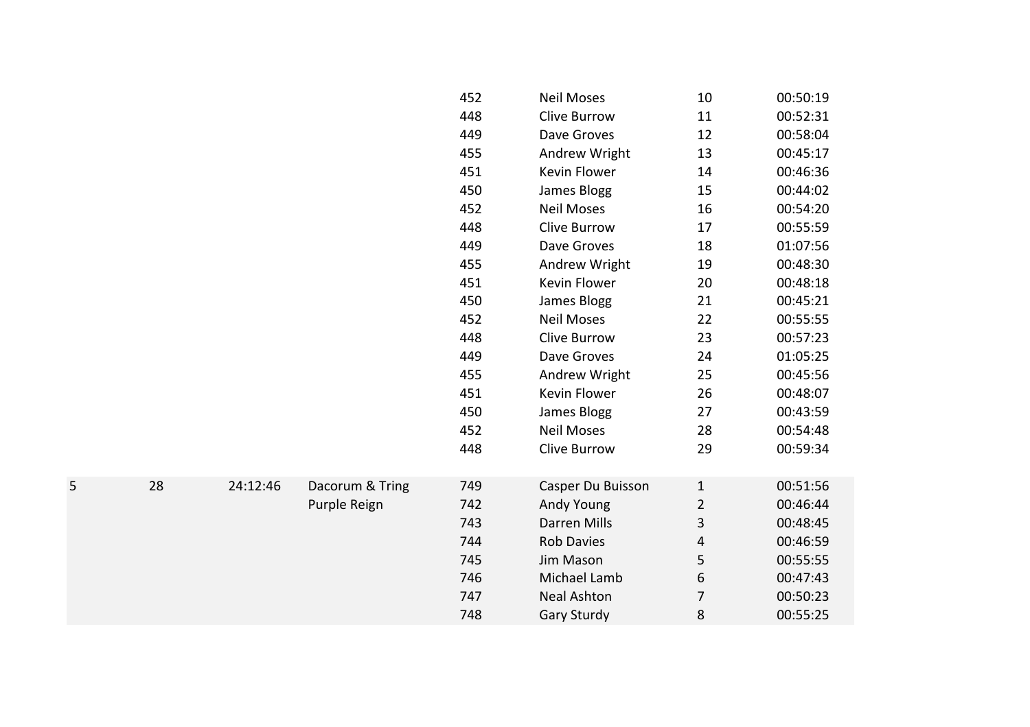| | | | | | | | |
|---|---|---|---|---|---|---|---|
| | | | | 452 | Neil Moses | 10 | 00:50:19 |
| | | | | 448 | Clive Burrow | 11 | 00:52:31 |
| | | | | 449 | Dave Groves | 12 | 00:58:04 |
| | | | | 455 | Andrew Wright | 13 | 00:45:17 |
| | | | | 451 | Kevin Flower | 14 | 00:46:36 |
| | | | | 450 | James Blogg | 15 | 00:44:02 |
| | | | | 452 | Neil Moses | 16 | 00:54:20 |
| | | | | 448 | Clive Burrow | 17 | 00:55:59 |
| | | | | 449 | Dave Groves | 18 | 01:07:56 |
| | | | | 455 | Andrew Wright | 19 | 00:48:30 |
| | | | | 451 | Kevin Flower | 20 | 00:48:18 |
| | | | | 450 | James Blogg | 21 | 00:45:21 |
| | | | | 452 | Neil Moses | 22 | 00:55:55 |
| | | | | 448 | Clive Burrow | 23 | 00:57:23 |
| | | | | 449 | Dave Groves | 24 | 01:05:25 |
| | | | | 455 | Andrew Wright | 25 | 00:45:56 |
| | | | | 451 | Kevin Flower | 26 | 00:48:07 |
| | | | | 450 | James Blogg | 27 | 00:43:59 |
| | | | | 452 | Neil Moses | 28 | 00:54:48 |
| | | | | 448 | Clive Burrow | 29 | 00:59:34 |
| 5 | 28 | 24:12:46 | Dacorum & Tring Purple Reign | 749 | Casper Du Buisson | 1 | 00:51:56 |
| | | | | 742 | Andy Young | 2 | 00:46:44 |
| | | | | 743 | Darren Mills | 3 | 00:48:45 |
| | | | | 744 | Rob Davies | 4 | 00:46:59 |
| | | | | 745 | Jim Mason | 5 | 00:55:55 |
| | | | | 746 | Michael Lamb | 6 | 00:47:43 |
| | | | | 747 | Neal Ashton | 7 | 00:50:23 |
| | | | | 748 | Gary Sturdy | 8 | 00:55:25 |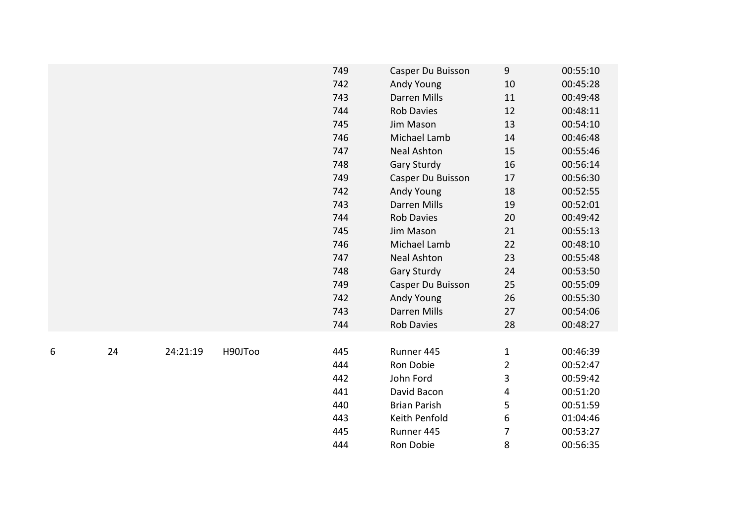| | | | | | | | |
|---|---|---|---|---|---|---|---|
| | | | | 749 | Casper Du Buisson | 9 | 00:55:10 |
| | | | | 742 | Andy Young | 10 | 00:45:28 |
| | | | | 743 | Darren Mills | 11 | 00:49:48 |
| | | | | 744 | Rob Davies | 12 | 00:48:11 |
| | | | | 745 | Jim Mason | 13 | 00:54:10 |
| | | | | 746 | Michael Lamb | 14 | 00:46:48 |
| | | | | 747 | Neal Ashton | 15 | 00:55:46 |
| | | | | 748 | Gary Sturdy | 16 | 00:56:14 |
| | | | | 749 | Casper Du Buisson | 17 | 00:56:30 |
| | | | | 742 | Andy Young | 18 | 00:52:55 |
| | | | | 743 | Darren Mills | 19 | 00:52:01 |
| | | | | 744 | Rob Davies | 20 | 00:49:42 |
| | | | | 745 | Jim Mason | 21 | 00:55:13 |
| | | | | 746 | Michael Lamb | 22 | 00:48:10 |
| | | | | 747 | Neal Ashton | 23 | 00:55:48 |
| | | | | 748 | Gary Sturdy | 24 | 00:53:50 |
| | | | | 749 | Casper Du Buisson | 25 | 00:55:09 |
| | | | | 742 | Andy Young | 26 | 00:55:30 |
| | | | | 743 | Darren Mills | 27 | 00:54:06 |
| | | | | 744 | Rob Davies | 28 | 00:48:27 |
| | | | | | | | |
| 6 | 24 | 24:21:19 | H90JToo | 445 | Runner 445 | 1 | 00:46:39 |
| | | | | 444 | Ron Dobie | 2 | 00:52:47 |
| | | | | 442 | John Ford | 3 | 00:59:42 |
| | | | | 441 | David Bacon | 4 | 00:51:20 |
| | | | | 440 | Brian Parish | 5 | 00:51:59 |
| | | | | 443 | Keith Penfold | 6 | 01:04:46 |
| | | | | 445 | Runner 445 | 7 | 00:53:27 |
| | | | | 444 | Ron Dobie | 8 | 00:56:35 |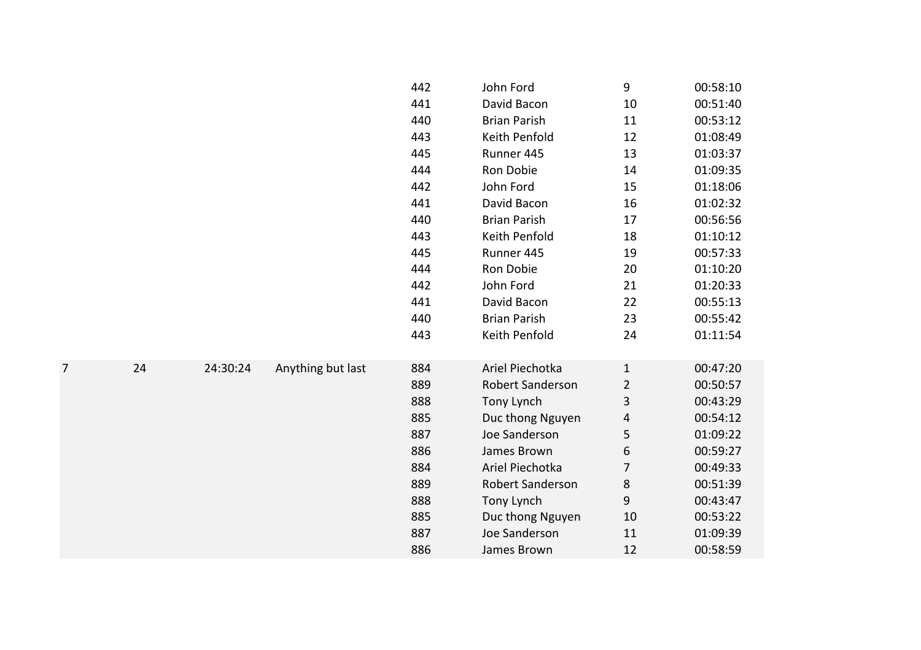| | | | | 442 | John Ford | 9 | 00:58:10 |
|---|---|---|---|---|---|---|---|
| | | | | 441 | David Bacon | 10 | 00:51:40 |
| | | | | 440 | Brian Parish | 11 | 00:53:12 |
| | | | | 443 | Keith Penfold | 12 | 01:08:49 |
| | | | | 445 | Runner 445 | 13 | 01:03:37 |
| | | | | 444 | Ron Dobie | 14 | 01:09:35 |
| | | | | 442 | John Ford | 15 | 01:18:06 |
| | | | | 441 | David Bacon | 16 | 01:02:32 |
| | | | | 440 | Brian Parish | 17 | 00:56:56 |
| | | | | 443 | Keith Penfold | 18 | 01:10:12 |
| | | | | 445 | Runner 445 | 19 | 00:57:33 |
| | | | | 444 | Ron Dobie | 20 | 01:10:20 |
| | | | | 442 | John Ford | 21 | 01:20:33 |
| | | | | 441 | David Bacon | 22 | 00:55:13 |
| | | | | 440 | Brian Parish | 23 | 00:55:42 |
| | | | | 443 | Keith Penfold | 24 | 01:11:54 |
| 7 | 24 | 24:30:24 | Anything but last | 884 | Ariel Piechotka | 1 | 00:47:20 |
| | | | | 889 | Robert Sanderson | 2 | 00:50:57 |
| | | | | 888 | Tony Lynch | 3 | 00:43:29 |
| | | | | 885 | Duc thong Nguyen | 4 | 00:54:12 |
| | | | | 887 | Joe Sanderson | 5 | 01:09:22 |
| | | | | 886 | James Brown | 6 | 00:59:27 |
| | | | | 884 | Ariel Piechotka | 7 | 00:49:33 |
| | | | | 889 | Robert Sanderson | 8 | 00:51:39 |
| | | | | 888 | Tony Lynch | 9 | 00:43:47 |
| | | | | 885 | Duc thong Nguyen | 10 | 00:53:22 |
| | | | | 887 | Joe Sanderson | 11 | 01:09:39 |
| | | | | 886 | James Brown | 12 | 00:58:59 |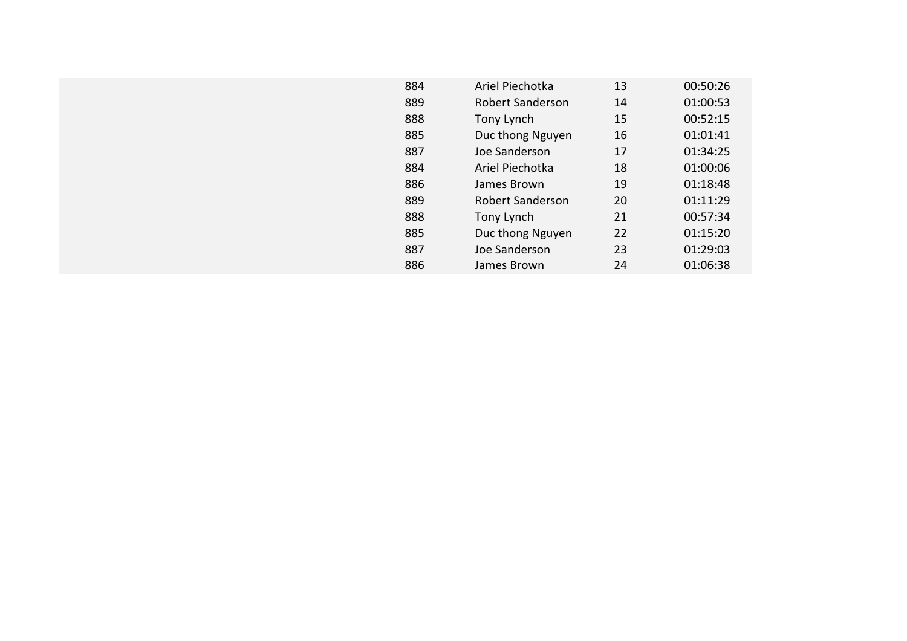| | | | |
|---|---|---|---|
| 884 | Ariel Piechotka | 13 | 00:50:26 |
| 889 | Robert Sanderson | 14 | 01:00:53 |
| 888 | Tony Lynch | 15 | 00:52:15 |
| 885 | Duc thong Nguyen | 16 | 01:01:41 |
| 887 | Joe Sanderson | 17 | 01:34:25 |
| 884 | Ariel Piechotka | 18 | 01:00:06 |
| 886 | James Brown | 19 | 01:18:48 |
| 889 | Robert Sanderson | 20 | 01:11:29 |
| 888 | Tony Lynch | 21 | 00:57:34 |
| 885 | Duc thong Nguyen | 22 | 01:15:20 |
| 887 | Joe Sanderson | 23 | 01:29:03 |
| 886 | James Brown | 24 | 01:06:38 |